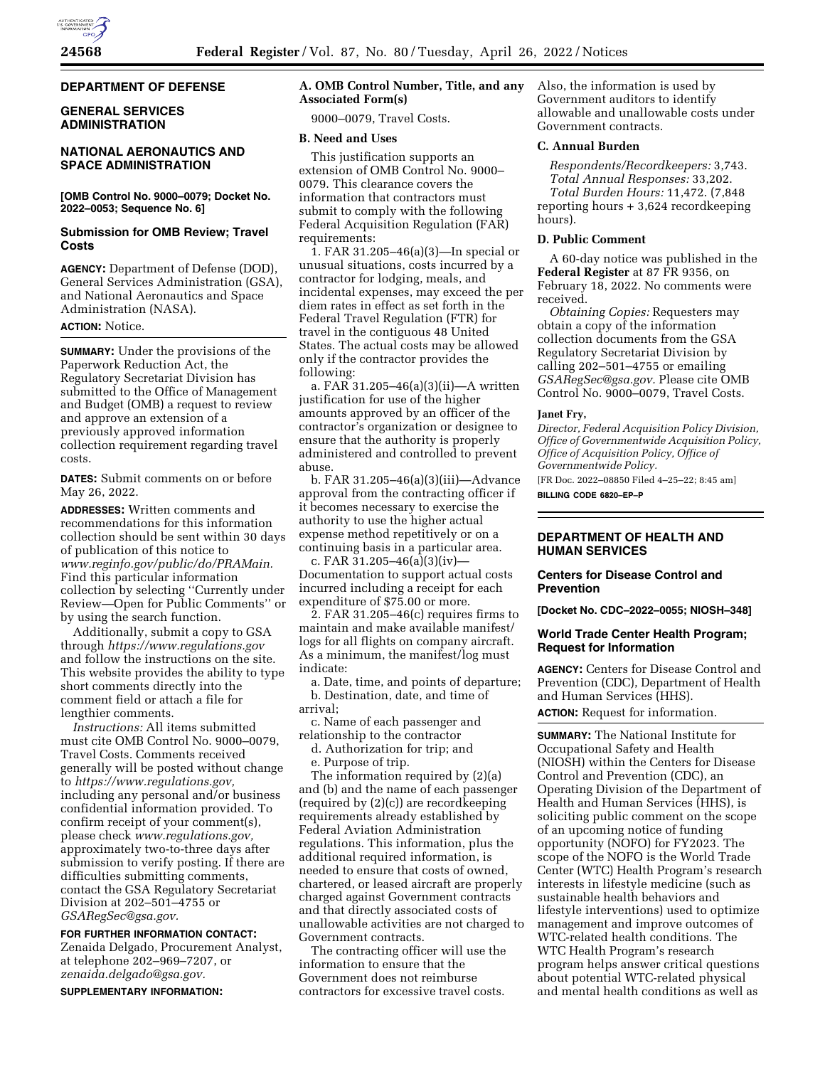## DEPARTMENT OF DEFENSE

## GENERAL SERVICES ADMINISTRATION

## NATIONAL AERONAUTICS AND SPACE ADMINISTRATION

**[OMB Control No. 9000–0079; Docket No. 2022–0053; Sequence No. 6]**

### Submission for OMB Review; Travel Costs

**AGENCY:** Department of Defense (DOD), General Services Administration (GSA), and National Aeronautics and Space Administration (NASA).

**ACTION:** Notice.

**SUMMARY:** Under the provisions of the Paperwork Reduction Act, the Regulatory Secretariat Division has submitted to the Office of Management and Budget (OMB) a request to review and approve an extension of a previously approved information collection requirement regarding travel costs.

**DATES:** Submit comments on or before May 26, 2022.

**ADDRESSES:** Written comments and recommendations for this information collection should be sent within 30 days of publication of this notice to *www.reginfo.gov/public/do/PRAMain.* Find this particular information collection by selecting "Currently under Review—Open for Public Comments" or by using the search function.

Additionally, submit a copy to GSA through *https://www.regulations.gov* and follow the instructions on the site. This website provides the ability to type short comments directly into the comment field or attach a file for lengthier comments.

*Instructions:* All items submitted must cite OMB Control No. 9000–0079, Travel Costs. Comments received generally will be posted without change to *https://www.regulations.gov,* including any personal and/or business confidential information provided. To confirm receipt of your comment(s), please check *www.regulations.gov,* approximately two-to-three days after submission to verify posting. If there are difficulties submitting comments, contact the GSA Regulatory Secretariat Division at 202–501–4755 or *GSARegSec@gsa.gov.*

**FOR FURTHER INFORMATION CONTACT:** Zenaida Delgado, Procurement Analyst, at telephone 202–969–7207, or *zenaida.delgado@gsa.gov.*

**SUPPLEMENTARY INFORMATION:**

**A. OMB Control Number, Title, and any Associated Form(s)**

9000–0079, Travel Costs.

**B. Need and Uses**

This justification supports an extension of OMB Control No. 9000–0079. This clearance covers the information that contractors must submit to comply with the following Federal Acquisition Regulation (FAR) requirements:

1. FAR 31.205–46(a)(3)—In special or unusual situations, costs incurred by a contractor for lodging, meals, and incidental expenses, may exceed the per diem rates in effect as set forth in the Federal Travel Regulation (FTR) for travel in the contiguous 48 United States. The actual costs may be allowed only if the contractor provides the following:

a. FAR 31.205–46(a)(3)(ii)—A written justification for use of the higher amounts approved by an officer of the contractor's organization or designee to ensure that the authority is properly administered and controlled to prevent abuse.

b. FAR 31.205–46(a)(3)(iii)—Advance approval from the contracting officer if it becomes necessary to exercise the authority to use the higher actual expense method repetitively or on a continuing basis in a particular area.

c. FAR 31.205–46(a)(3)(iv)—Documentation to support actual costs incurred including a receipt for each expenditure of $75.00 or more.

2. FAR 31.205–46(c) requires firms to maintain and make available manifest/logs for all flights on company aircraft. As a minimum, the manifest/log must indicate:

a. Date, time, and points of departure;

b. Destination, date, and time of arrival;

c. Name of each passenger and relationship to the contractor

d. Authorization for trip; and

e. Purpose of trip.

The information required by (2)(a) and (b) and the name of each passenger (required by (2)(c)) are recordkeeping requirements already established by Federal Aviation Administration regulations. This information, plus the additional required information, is needed to ensure that costs of owned, chartered, or leased aircraft are properly charged against Government contracts and that directly associated costs of unallowable activities are not charged to Government contracts.

The contracting officer will use the information to ensure that the Government does not reimburse contractors for excessive travel costs. Also, the information is used by Government auditors to identify allowable and unallowable costs under Government contracts.

**C. Annual Burden**

*Respondents/Recordkeepers:* 3,743.

*Total Annual Responses:* 33,202.

*Total Burden Hours:* 11,472. (7,848 reporting hours + 3,624 recordkeeping hours).

**D. Public Comment**

A 60-day notice was published in the **Federal Register** at 87 FR 9356, on February 18, 2022. No comments were received.

*Obtaining Copies:* Requesters may obtain a copy of the information collection documents from the GSA Regulatory Secretariat Division by calling 202–501–4755 or emailing *GSARegSec@gsa.gov.* Please cite OMB Control No. 9000–0079, Travel Costs.

**Janet Fry,**

*Director, Federal Acquisition Policy Division, Office of Governmentwide Acquisition Policy, Office of Acquisition Policy, Office of Governmentwide Policy.*

[FR Doc. 2022–08850 Filed 4–25–22; 8:45 am]

**BILLING CODE 6820–EP–P**

## DEPARTMENT OF HEALTH AND HUMAN SERVICES

### Centers for Disease Control and Prevention

**[Docket No. CDC–2022–0055; NIOSH–348]**

### World Trade Center Health Program; Request for Information

**AGENCY:** Centers for Disease Control and Prevention (CDC), Department of Health and Human Services (HHS).

**ACTION:** Request for information.

**SUMMARY:** The National Institute for Occupational Safety and Health (NIOSH) within the Centers for Disease Control and Prevention (CDC), an Operating Division of the Department of Health and Human Services (HHS), is soliciting public comment on the scope of an upcoming notice of funding opportunity (NOFO) for FY2023. The scope of the NOFO is the World Trade Center (WTC) Health Program's research interests in lifestyle medicine (such as sustainable health behaviors and lifestyle interventions) used to optimize management and improve outcomes of WTC-related health conditions. The WTC Health Program's research program helps answer critical questions about potential WTC-related physical and mental health conditions as well as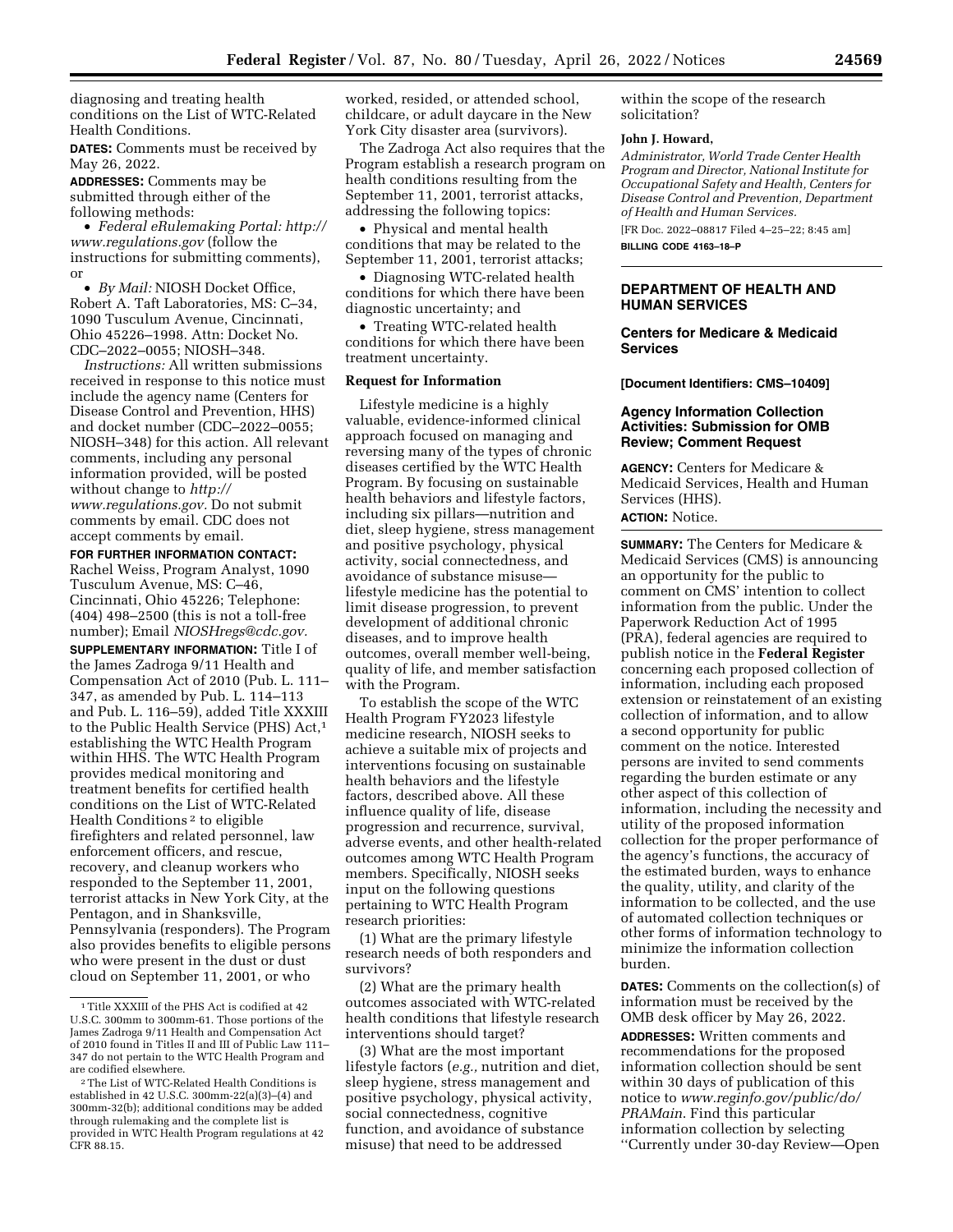diagnosing and treating health conditions on the List of WTC-Related Health Conditions.

**DATES:** Comments must be received by May 26, 2022.

**ADDRESSES:** Comments may be submitted through either of the following methods:

- *Federal eRulemaking Portal: http://www.regulations.gov* (follow the instructions for submitting comments), or
- *By Mail:* NIOSH Docket Office, Robert A. Taft Laboratories, MS: C–34, 1090 Tusculum Avenue, Cincinnati, Ohio 45226–1998. Attn: Docket No. CDC–2022–0055; NIOSH–348.

*Instructions:* All written submissions received in response to this notice must include the agency name (Centers for Disease Control and Prevention, HHS) and docket number (CDC–2022–0055; NIOSH–348) for this action. All relevant comments, including any personal information provided, will be posted without change to *http://www.regulations.gov.* Do not submit comments by email. CDC does not accept comments by email.

**FOR FURTHER INFORMATION CONTACT:** Rachel Weiss, Program Analyst, 1090 Tusculum Avenue, MS: C–46, Cincinnati, Ohio 45226; Telephone: (404) 498–2500 (this is not a toll-free number); Email *NIOSHregs@cdc.gov.*

**SUPPLEMENTARY INFORMATION:** Title I of the James Zadroga 9/11 Health and Compensation Act of 2010 (Pub. L. 111–347, as amended by Pub. L. 114–113 and Pub. L. 116–59), added Title XXXIII to the Public Health Service (PHS) Act,[1] establishing the WTC Health Program within HHS. The WTC Health Program provides medical monitoring and treatment benefits for certified health conditions on the List of WTC-Related Health Conditions[2] to eligible firefighters and related personnel, law enforcement officers, and rescue, recovery, and cleanup workers who responded to the September 11, 2001, terrorist attacks in New York City, at the Pentagon, and in Shanksville, Pennsylvania (responders). The Program also provides benefits to eligible persons who were present in the dust or dust cloud on September 11, 2001, or who worked, resided, or attended school, childcare, or adult daycare in the New York City disaster area (survivors).

The Zadroga Act also requires that the Program establish a research program on health conditions resulting from the September 11, 2001, terrorist attacks, addressing the following topics:

- Physical and mental health conditions that may be related to the September 11, 2001, terrorist attacks;
- Diagnosing WTC-related health conditions for which there have been diagnostic uncertainty; and
- Treating WTC-related health conditions for which there have been treatment uncertainty.

**Request for Information**

Lifestyle medicine is a highly valuable, evidence-informed clinical approach focused on managing and reversing many of the types of chronic diseases certified by the WTC Health Program. By focusing on sustainable health behaviors and lifestyle factors, including six pillars—nutrition and diet, sleep hygiene, stress management and positive psychology, physical activity, social connectedness, and avoidance of substance misuse—lifestyle medicine has the potential to limit disease progression, to prevent development of additional chronic diseases, and to improve health outcomes, overall member well-being, quality of life, and member satisfaction with the Program.

To establish the scope of the WTC Health Program FY2023 lifestyle medicine research, NIOSH seeks to achieve a suitable mix of projects and interventions focusing on sustainable health behaviors and the lifestyle factors, described above. All these influence quality of life, disease progression and recurrence, survival, adverse events, and other health-related outcomes among WTC Health Program members. Specifically, NIOSH seeks input on the following questions pertaining to WTC Health Program research priorities:

(1) What are the primary lifestyle research needs of both responders and survivors?

(2) What are the primary health outcomes associated with WTC-related health conditions that lifestyle research interventions should target?

(3) What are the most important lifestyle factors (*e.g.,* nutrition and diet, sleep hygiene, stress management and positive psychology, physical activity, social connectedness, cognitive function, and avoidance of substance misuse) that need to be addressed within the scope of the research solicitation?

**John J. Howard,**

*Administrator, World Trade Center Health Program and Director, National Institute for Occupational Safety and Health, Centers for Disease Control and Prevention, Department of Health and Human Services.*

[FR Doc. 2022–08817 Filed 4–25–22; 8:45 am]

**BILLING CODE 4163–18–P**

[1] Title XXXIII of the PHS Act is codified at 42 U.S.C. 300mm to 300mm-61. Those portions of the James Zadroga 9/11 Health and Compensation Act of 2010 found in Titles II and III of Public Law 111–347 do not pertain to the WTC Health Program and are codified elsewhere.

[2] The List of WTC-Related Health Conditions is established in 42 U.S.C. 300mm-22(a)(3)–(4) and 300mm-32(b); additional conditions may be added through rulemaking and the complete list is provided in WTC Health Program regulations at 42 CFR 88.15.

## DEPARTMENT OF HEALTH AND HUMAN SERVICES

### Centers for Medicare & Medicaid Services

**[Document Identifiers: CMS–10409]**

### Agency Information Collection Activities: Submission for OMB Review; Comment Request

**AGENCY:** Centers for Medicare & Medicaid Services, Health and Human Services (HHS).

**ACTION:** Notice.

**SUMMARY:** The Centers for Medicare & Medicaid Services (CMS) is announcing an opportunity for the public to comment on CMS' intention to collect information from the public. Under the Paperwork Reduction Act of 1995 (PRA), federal agencies are required to publish notice in the **Federal Register** concerning each proposed collection of information, including each proposed extension or reinstatement of an existing collection of information, and to allow a second opportunity for public comment on the notice. Interested persons are invited to send comments regarding the burden estimate or any other aspect of this collection of information, including the necessity and utility of the proposed information collection for the proper performance of the agency's functions, the accuracy of the estimated burden, ways to enhance the quality, utility, and clarity of the information to be collected, and the use of automated collection techniques or other forms of information technology to minimize the information collection burden.

**DATES:** Comments on the collection(s) of information must be received by the OMB desk officer by May 26, 2022.

**ADDRESSES:** Written comments and recommendations for the proposed information collection should be sent within 30 days of publication of this notice to *www.reginfo.gov/public/do/PRAMain.* Find this particular information collection by selecting ''Currently under 30-day Review—Open